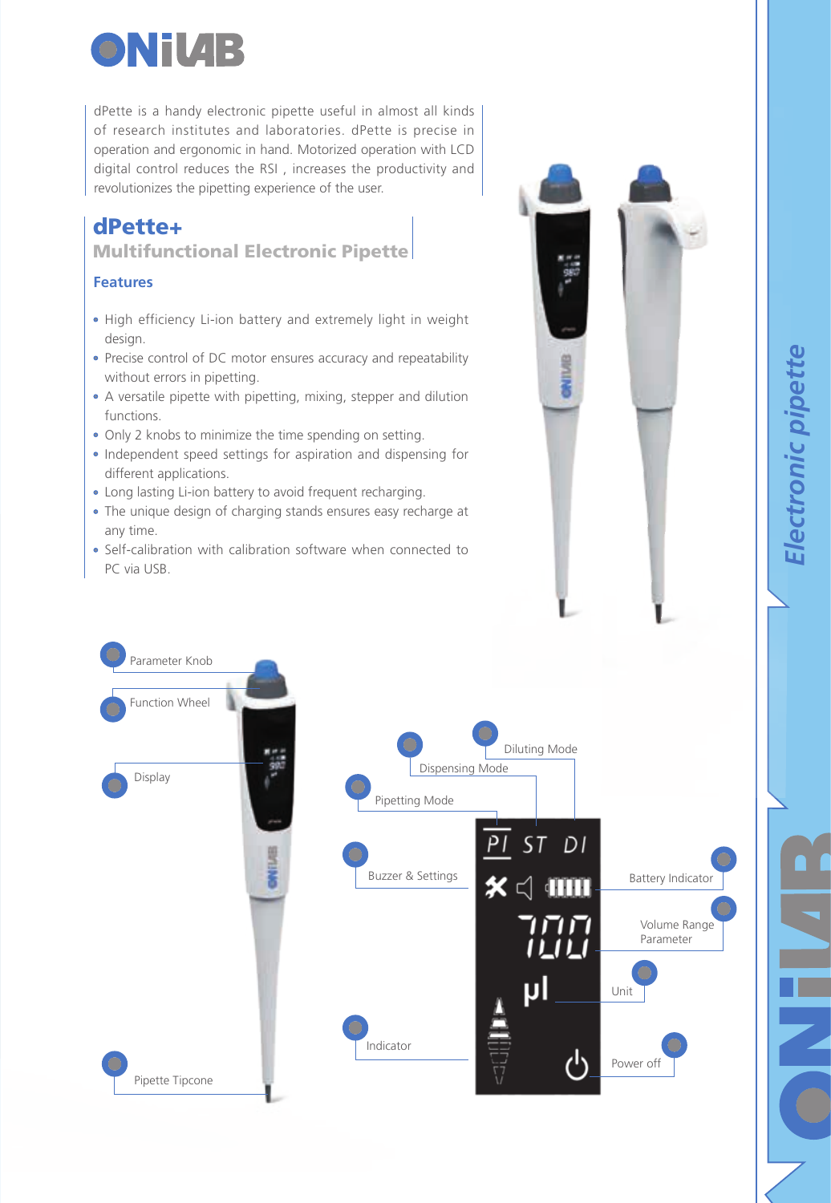# ONiLAB

dPette is a handy electronic pipette useful in almost all kinds of research institutes and laboratories. dPette is precise in operation and ergonomic in hand. Motorized operation with LCD digital control reduces the RSI , increases the productivity and revolutionizes the pipetting experience of the user.

## dPette+

### Multifunctional Electronic Pipette

#### Features

- High efficiency Li-ion battery and extremely light in weight design.
- Precise control of DC motor ensures accuracy and repeatability without errors in pipetting.
- A versatile pipette with pipetting, mixing, stepper and dilution functions.
- Only 2 knobs to minimize the time spending on setting.
- Independent speed settings for aspiration and dispensing for different applications.
- Long lasting Li-ion battery to avoid frequent recharging.
- The unique design of charging stands ensures easy recharge at any time.
- Self-calibration with calibration software when connected to PC via USB.

Parameter Knob

Function Wheel

Display

Pipette Tipcone

Diluting Mode

Dispensing Mode

Pipetting Mode

Buzzer & Settings

Battery Indicator

Volume Range Parameter

Unit

Indicator

Power off

Electronic pipette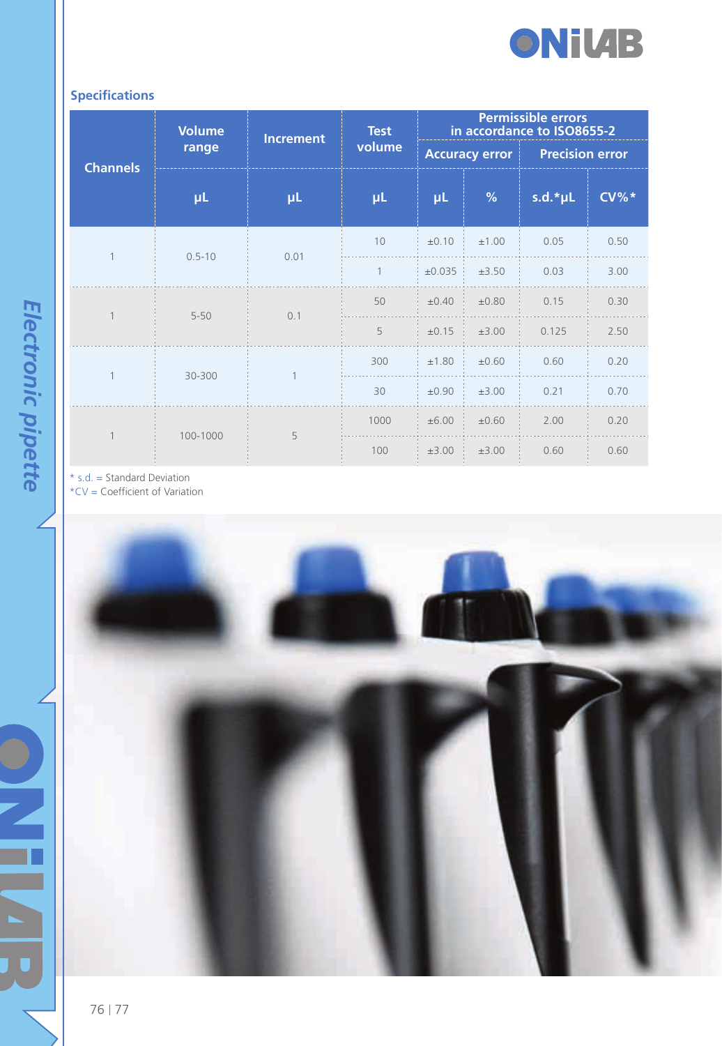## Specifications

| Channels | Volume range | Increment | Test volume | Permissible errors in accordance to ISO8655-2 | | | |
|---|---|---|---|---|---|---|---|
| | | | | Accuracy error | | Precision error | |
| | μL | μL | μL | μL | % | s.d.*μL | CV%* |
| 1 | 0.5-10 | 0.01 | 10 | ±0.10 | ±1.00 | 0.05 | 0.50 |
| | | | 1 | ±0.035 | ±3.50 | 0.03 | 3.00 |
| 1 | 5-50 | 0.1 | 50 | ±0.40 | ±0.80 | 0.15 | 0.30 |
| | | | 5 | ±0.15 | ±3.00 | 0.125 | 2.50 |
| 1 | 30-300 | 1 | 300 | ±1.80 | ±0.60 | 0.60 | 0.20 |
| | | | 30 | ±0.90 | ±3.00 | 0.21 | 0.70 |
| 1 | 100-1000 | 5 | 1000 | ±6.00 | ±0.60 | 2.00 | 0.20 |
| | | | 100 | ±3.00 | ±3.00 | 0.60 | 0.60 |

* s.d. = Standard Deviation
*CV = Coefficient of Variation